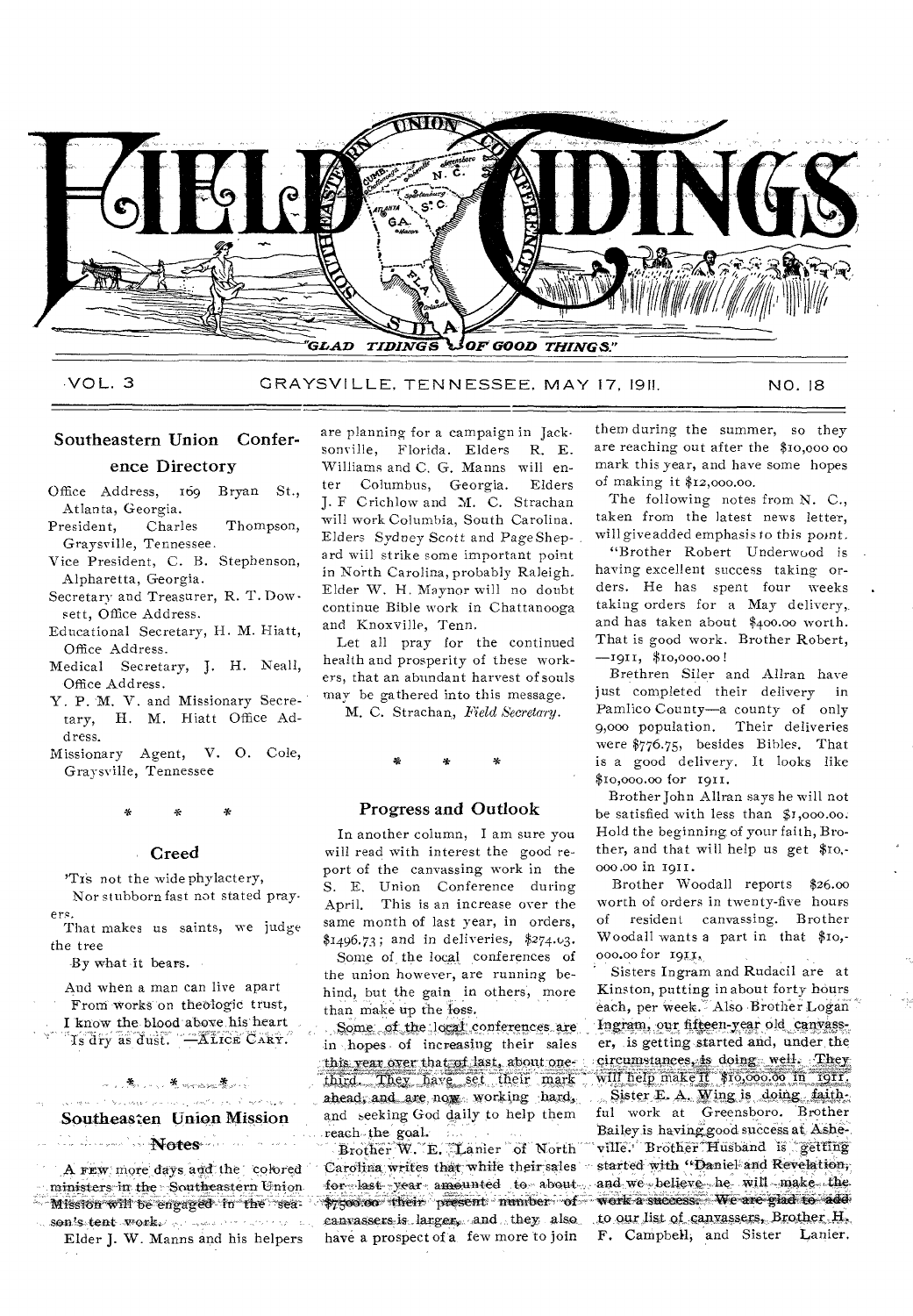# FIELD TIDINGS

"GLAD TIDINGS OF GOOD THINGS."

VOL. 3 GRAYSVILLE, TENNESSEE, MAY 17, 1911. NO. 18

## Southeastern Union Conference Directory

Office Address, 169 Bryan St., Atlanta, Georgia.

President, Charles Thompson, Graysville, Tennessee.

Vice President, C. B. Stephenson, Alpharetta, Georgia.

Secretary and Treasurer, R. T. Dowsett, Office Address.

Educational Secretary, H. M. Hiatt, Office Address.

Medical Secretary, J. H. Neall, Office Address.

Y. P. M. V. and Missionary Secretary, H. M. Hiatt Office Address.

Missionary Agent, V. O. Cole, Graysville, Tennessee

\* \* \*

## Creed

'Tis not the wide phylactery,
Nor stubborn fast not stated prayers,
That makes us saints, we judge the tree
By what it bears.

And when a man can live apart
From works on theologic trust,
I know the blood above his heart
Is dry as dust. —ALICE CARY.

\* \* \*

## Southeastern Union Mission Notes

A FEW more days and the colored ministers in the Southeastern Union Mission will be engaged in the season's tent work.

Elder J. W. Manns and his helpers are planning for a campaign in Jacksonville, Florida. Elders R. E. Williams and C. G. Manns will enter Columbus, Georgia. Elders J. F Crichlow and M. C. Strachan will work Columbia, South Carolina. Elders Sydney Scott and Page Sheppard will strike some important point in North Carolina, probably Raleigh. Elder W. H. Maynor will no doubt continue Bible work in Chattanooga and Knoxville, Tenn.

Let all pray for the continued health and prosperity of these workers, that an abundant harvest of souls may be gathered into this message.

M. C. Strachan, *Field Secretary.*

\* \* \*

## Progress and Outlook

In another column, I am sure you will read with interest the good report of the canvassing work in the S. E. Union Conference during April. This is an increase over the same month of last year, in orders, $1496.73; and in deliveries, $274.03.

Some of the local conferences of the union however, are running behind, but the gain in others, more than make up the loss.

Some of the local conferences are in hopes of increasing their sales this year over that of last, about one-third. They have set their mark ahead, and are now working hard, and seeking God daily to help them reach the goal.

Brother W. E. Lanier of North Carolina writes that while their sales for last year amounted to about $7500.00 their present number of canvassers is larger, and they also have a prospect of a few more to join them during the summer, so they are reaching out after the $10,000 00 mark this year, and have some hopes of making it $12,000.00.

The following notes from N. C., taken from the latest news letter, will give added emphasis to this point.

"Brother Robert Underwood is having excellent success taking orders. He has spent four weeks taking orders for a May delivery, and has taken about $400.00 worth. That is good work. Brother Robert, —1911, $10,000.00!

Brethren Siler and Allran have just completed their delivery in Pamlico County—a county of only 9,000 population. Their deliveries were $776.75, besides Bibles. That is a good delivery. It looks like $10,000.00 for 1911.

Brother John Allran says he will not be satisfied with less than $1,000.00. Hold the beginning of your faith, Brother, and that will help us get $10,000.00 in 1911.

Brother Woodall reports $26.00 worth of orders in twenty-five hours of resident canvassing. Brother Woodall wants a part in that $10,000.00 for 1911.

Sisters Ingram and Rudacil are at Kinston, putting in about forty hours each, per week. Also Brother Logan Ingram, our fifteen-year old canvasser, is getting started and, under the circumstances, is doing well. They will help make it $10,000.00 in 1911.

Sister E. A. Wing is doing faithful work at Greensboro. Brother Bailey is having good success at Asheville. Brother Husband is getting started with "Daniel and Revelation, and we believe he will make the work a success. We are glad to add to our list of canvassers, Brother H. F. Campbell, and Sister Lanier.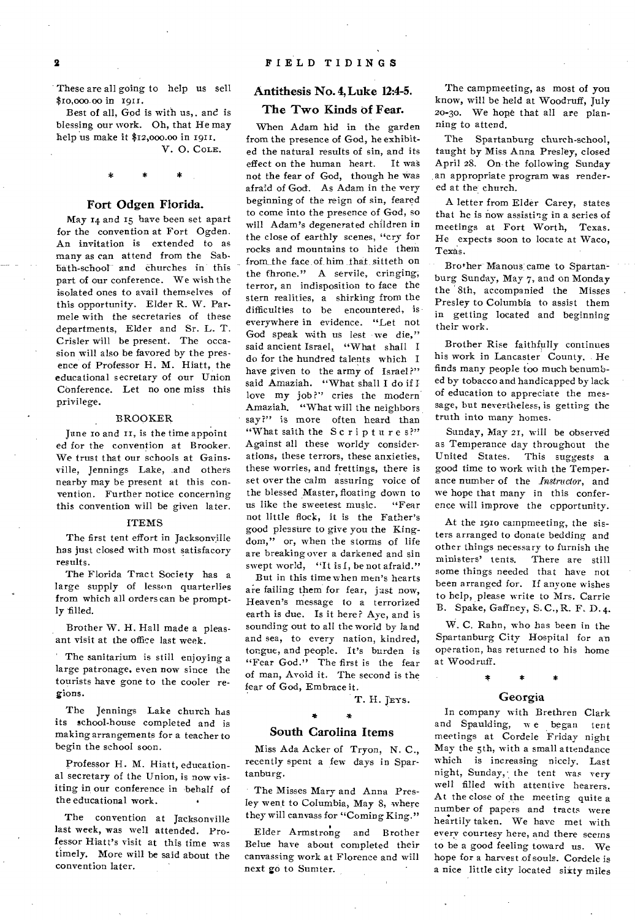These are all going to help us sell $10,000.00 in 1911.

Best of all, God is with us, and is blessing our work. Oh, that He may help us make it $12,000.00 in 1911.

V. O. COLE.

\* \* \*

## Fort Odgen Florida.

May 14 and 15 have been set apart for the convention at Fort Ogden. An invitation is extended to as many as can attend from the Sabbath-school and churches in this part of our conference. We wish the isolated ones to avail themselves of this opportunity. Elder R. W. Parmele with the secretaries of these departments, Elder and Sr. L. T. Crisler will be present. The occasion will also be favored by the presence of Professor H. M. Hiatt, the educational secretary of our Union Conference. Let no one miss this privilege.

### BROOKER

June 10 and 11, is the time appointed for the convention at Brooker. We trust that our schools at Gainsville, Jennings Lake, and others nearby may be present at this convention. Further notice concerning this convention will be given later.

### ITEMS

The first tent effort in Jacksonville has just closed with most satisfacory results.

The Florida Tract Society has a large supply of lesson quarterlies from which all orders can be promptly filled.

Brother W. H. Hall made a pleasant visit at the office last week.

The sanitarium is still enjoying a large patronage, even now since the tourists have gone to the cooler regions.

The Jennings Lake church has its school-house completed and is making arrangements for a teacher to begin the school soon.

Professor H. M. Hiatt, educational secretary of the Union, is now visiting in our conference in behalf of the educational work.

The convention at Jacksonville last week, was well attended. Professor Hiatt's visit at this time was timely. More will be said about the convention later.

## Antithesis No. 4, Luke 12:4-5. The Two Kinds of Fear.

When Adam hid in the garden from the presence of God, he exhibited the natural results of sin, and its effect on the human heart. It was not the fear of God, though he was afraid of God. As Adam in the very beginning of the reign of sin, feared to come into the presence of God, so will Adam's degenerated children in the close of earthly scenes, "cry for rocks and mountains to hide them from the face of him that sitteth on the throne." A servile, cringing, terror, an indisposition to face the stern realities, a shirking from the difficulties to be encountered, is everywhere in evidence. "Let not God speak with us lest we die," said ancient Israel, "What shall I do for the hundred talents which I have given to the army of Israel?" said Amaziah. "What shall I do if I love my job?" cries the modern Amaziah. "What will the neighbors say?" is more often heard than "What saith the S c r i p t u r e s?" Against all these worldy considerations, these terrors, these anxieties, these worries, and frettings, there is set over the calm assuring voice of the blessed Master, floating down to us like the sweetest music. "Fear not little flock, it is the Father's good pleasure to give you the Kingdom," or, when the storms of life are breaking over a darkened and sin swept world, "It is I, be not afraid."

But in this time when men's hearts are failing them for fear, just now, Heaven's message to a terrorized earth is due. Is it here? Aye, and is sounding out to all the world by land and sea, to every nation, kindred, tongue, and people. It's burden is "Fear God." The first is the fear of man, Avoid it. The second is the fear of God, Embrace it.

T. H. JEYS.

\* \*

## South Carolina Items

Miss Ada Acker of Tryon, N. C., recently spent a few days in Spartanburg.

The Misses Mary and Anna Presley went to Columbia, May 8, where they will canvass for "Coming King."

Elder Armstrong and Brother Belue have about completed their canvassing work at Florence and will next go to Sumter.

The campmeeting, as most of you know, will be held at Woodruff, July 20-30. We hope that all are planning to attend.

The Spartanburg church-school, taught by Miss Anna Presley, closed April 28. On the following Sunday an appropriate program was rendered at the church.

A letter from Elder Carey, states that he is now assisting in a series of meetings at Fort Worth, Texas. He expects soon to locate at Waco, Texas.

Brother Manous came to Spartanburg Sunday, May 7, and on Monday the 8th, accompanied the Misses Presley to Columbia to assist them in getting located and beginning their work.

Brother Rise faithfully continues his work in Lancaster County. He finds many people too much benumbed by tobacco and handicapped by lack of education to appreciate the message, but nevertheless, is getting the truth into many homes.

Sunday, May 21, will be observed as Temperance day throughout the United States. This suggests a good time to work with the Temperance number of the *Instructor*, and we hope that many in this conference will improve the opportunity.

At the 1910 campmeeting, the sisters arranged to donate bedding and other things necessary to furnish the ministers' tents. There are still some things needed that have not been arranged for. If anyone wishes to help, please write to Mrs. Carrie B. Spake, Gaffney, S. C., R. F. D. 4.

W. C. Rahn, who has been in the Spartanburg City Hospital for an operation, has returned to his home at Woodruff.

\* \* \*

## Georgia

In company with Brethren Clark and Spaulding, we began tent meetings at Cordele Friday night May the 5th, with a small attendance which is increasing nicely. Last night, Sunday, the tent was very well filled with attentive hearers. At the close of the meeting quite a number of papers and tracts were heartily taken. We have met with every courtesy here, and there seems to be a good feeling toward us. We hope for a harvest of souls. Cordele is a nice little city located sixty miles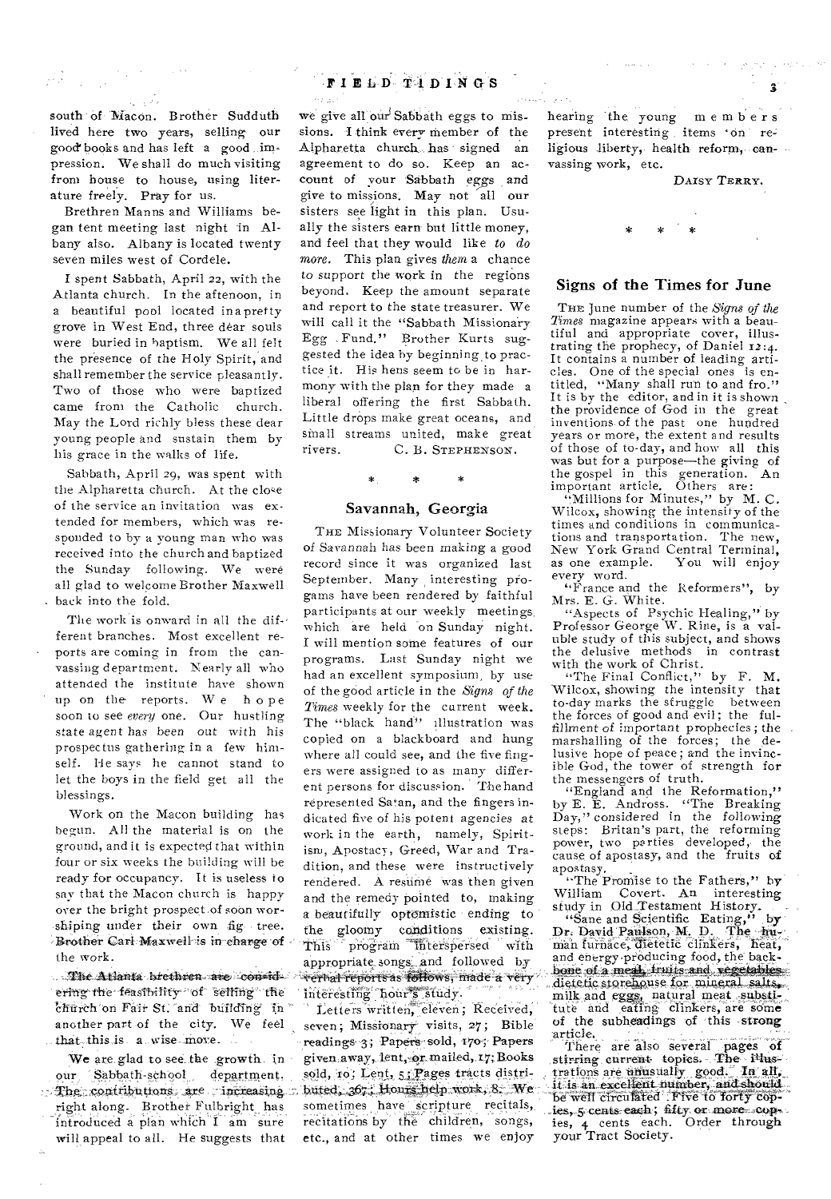south of Macon. Brother Sudduth lived here two years, selling our good books and has left a good impression. We shall do much visiting from house to house, using literature freely. Pray for us.

Brethren Manns and Williams began tent meeting last night in Albany also. Albany is located twenty seven miles west of Cordele.

I spent Sabbath, April 22, with the Atlanta church. In the afternoon, in a beautiful pool located in a pretty grove in West End, three dear souls were buried in baptism. We all felt the presence of the Holy Spirit, and shall remember the service pleasantly. Two of those who were baptized came from the Catholic church. May the Lord richly bless these dear young people and sustain them by his grace in the walks of life.

Sabbath, April 29, was spent with the Alpharetta church. At the close of the service an invitation was extended for members, which was responded to by a young man who was received into the church and baptized the Sunday following. We were all glad to welcome Brother Maxwell back into the fold.

The work is onward in all the different branches. Most excellent reports are coming in from the canvassing department. Nearly all who attended the institute have shown up on the reports. We hope soon to see *every* one. Our hustling state agent has been out with his prospectus gathering in a few himself. He says he cannot stand to let the boys in the field get all the blessings.

Work on the Macon building has begun. All the material is on the ground, and it is expected that within four or six weeks the building will be ready for occupancy. It is useless to say that the Macon church is happy over the bright prospect of soon worshiping under their own fig tree. Brother Carl Maxwell is in charge of the work.

The Atlanta brethren are considering the feasibility of selling the church on Fair St. and building in another part of the city. We feel that this is a wise move.

We are glad to see the growth in our Sabbath-school department. The contributions are increasing right along. Brother Fulbright has introduced a plan which I am sure will appeal to all. He suggests that we give all our Sabbath eggs to missions. I think every member of the Alpharetta church has signed an agreement to do so. Keep an account of your Sabbath eggs and give to missions. May not all our sisters see light in this plan. Usually the sisters earn but little money, and feel that they would like *to do more*. This plan gives *them* a chance to support the work in the regions beyond. Keep the amount separate and report to the state treasurer. We will call it the "Sabbath Missionary Egg Fund." Brother Kurts suggested the idea by beginning to practice it. His hens seem to be in harmony with the plan for they made a liberal offering the first Sabbath. Little drops make great oceans, and small streams united, make great rivers.

C. B. STEPHENSON.

\* \* \*

## Savannah, Georgia

THE Missionary Volunteer Society of Savannah has been making a good record since it was organized last September. Many interesting progams have been rendered by faithful participants at our weekly meetings which are held on Sunday night. I will mention some features of our programs. Last Sunday night we had an excellent symposium, by use of the good article in the *Signs of the Times* weekly for the current week. The "black hand" illustration was copied on a blackboard and hung where all could see, and the five fingers were assigned to as many different persons for discussion. The hand represented Satan, and the fingers indicated five of his potent agencies at work in the earth, namely, Spiritism, Apostacy, Greed, War and Tradition, and these were instructively rendered. A resumé was then given and the remedy pointed to, making a beautifully optomistic ending to the gloomy conditions existing. This program interspersed with appropriate songs and followed by verbal reports as follows, made a very interesting hour's study.

Letters written, eleven; Received, seven; Missionary visits, 27; Bible readings 3; Papers sold, 170; Papers given away, lent, or mailed, 17; Books sold, 10; Lent, 5; Pages tracts distributed, 367; Hours help work, 8. We sometimes have scripture recitals, recitations by the children, songs, etc., and at other times we enjoy hearing the young members present interesting items on religious liberty, health reform, canvassing work, etc.

DAISY TERRY.

\* \* \*

## Signs of the Times for June

THE June number of the *Signs of the Times* magazine appears with a beautiful and appropriate cover, illustrating the prophecy, of Daniel 12:4. It contains a number of leading articles. One of the special ones is entitled, "Many shall run to and fro." It is by the editor, and in it is shown the providence of God in the great inventions of the past one hundred years or more, the extent and results of those of to-day, and how all this was but for a purpose—the giving of the gospel in this generation. An important article. Others are:

"Millions for Minutes," by M. C. Wilcox, showing the intensity of the times and conditions in communications and transportation. The new, New York Grand Central Terminal, as one example. You will enjoy every word.

"France and the Reformers", by Mrs. E. G. White.

"Aspects of Psychic Healing," by Professor George W. Rine, is a valuble study of this subject, and shows the delusive methods in contrast with the work of Christ.

"The Final Conflict," by F. M. Wilcox, showing the intensity that to-day marks the struggle between the forces of good and evil; the fulfillment of important prophecies; the marshalling of the forces; the delusive hope of peace; and the invincible God, the tower of strength for the messengers of truth.

"England and the Reformation," by E. E. Andross. "The Breaking Day," considered in the following steps: Britan's part, the reforming power, two parties developed, the cause of apostasy, and the fruits of apostasy.

"The Promise to the Fathers," by William Covert. An interesting study in Old Testament History.

"Sane and Scientific Eating," by Dr. David Paulson, M. D. The human furnace, dietetic clinkers, heat, and energy-producing food, the backbone of a meal, fruits and vegetables dietetic storehouse for mineral salts, milk and eggs, natural meat substitute and eating clinkers, are some of the subheadings of this strong article.

There are also several pages of stirring current topics. The illustrations are unusually good. In all, it is an excellent number, and should be well circulated. Five to forty copies, 5 cents each; fifty or more copies, 4 cents each. Order through your Tract Society.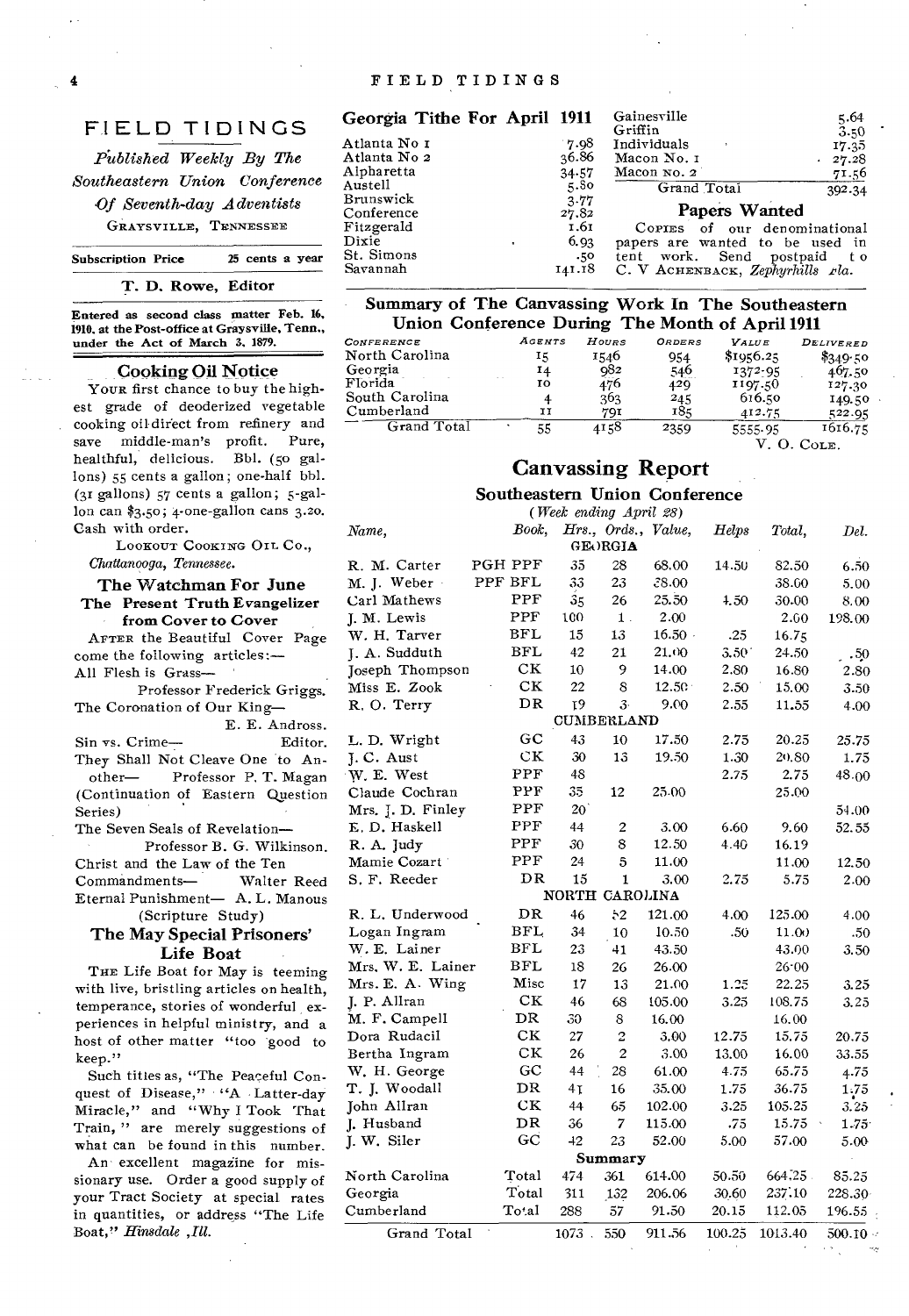# FIELD TIDINGS

*Published Weekly By The Southeastern Union Conference Of Seventh-day Adventists*

GRAYSVILLE, TENNESSEE

**Subscription Price** 25 cents a year

**T. D. Rowe, Editor**

**Entered as second class matter Feb. 16, 1910, at the Post-office at Graysville, Tenn., under the Act of March 3, 1879.**

## Cooking Oil Notice

YOUR first chance to buy the highest grade of deoderized vegetable cooking oil direct from refinery and save middle-man's profit. Pure, healthful, delicious. Bbl. (50 gallons) 55 cents a gallon; one-half bbl. (31 gallons) 57 cents a gallon; 5-gallon can $3.50; 4-one-gallon cans 3.20. Cash with order.

LOOKOUT COOKING OIL CO.,
*Chattanooga, Tennessee.*

## The Watchman For June
### The Present Truth Evangelizer from Cover to Cover

AFTER the Beautiful Cover Page come the following articles:—

All Flesh is Grass— Professor Frederick Griggs.
The Coronation of Our King— E. E. Andross.
Sin vs. Crime— Editor.
They Shall Not Cleave One to Another— Professor P. T. Magan (Continuation of Eastern Question Series)
The Seven Seals of Revelation— Professor B. G. Wilkinson.
Christ and the Law of the Ten Commandments— Walter Reed
Eternal Punishment— A. L. Manous (Scripture Study)

## The May Special Prisoners' Life Boat

THE Life Boat for May is teeming with live, bristling articles on health, temperance, stories of wonderful experiences in helpful ministry, and a host of other matter "too good to keep."

Such titles as, "The Peaceful Conquest of Disease," "A Latter-day Miracle," and "Why I Took That Train," are merely suggestions of what can be found in this number.

An excellent magazine for missionary use. Order a good supply of your Tract Society at special rates in quantities, or address "The Life Boat," *Hinsdale, Ill.*

## Georgia Tithe For April 1911

| | |
|---|---|
| Atlanta No 1 | 7.98 |
| Atlanta No 2 | 36.86 |
| Alpharetta | 34.57 |
| Austell | 5.80 |
| Brunswick | 3.77 |
| Conference | 27.82 |
| Fitzgerald | 1.61 |
| Dixie | 6.93 |
| St. Simons | .50 |
| Savannah | 141.18 |
| Gainesville | 5.64 |
| Griffin | 3.50 |
| Individuals | 17.35 |
| Macon No. 1 | 27.28 |
| Macon No. 2 | 71.56 |
| Grand Total | 392.34 |

## Papers Wanted

COPIES of our denominational papers are wanted to be used in tent work. Send postpaid to C. V ACHENBACK, *Zephyrhills Fla.*

## Summary of The Canvassing Work In The Southeastern Union Conference During The Month of April 1911

| CONFERENCE | AGENTS | HOURS | ORDERS | VALUE | DELIVERED |
|---|---|---|---|---|---|
| North Carolina | 15 | 1546 | 954 | $1956.25 | $349.50 |
| Georgia | 14 | 982 | 546 | 1372.95 | 467.50 |
| Florida | 10 | 476 | 429 | 1197.50 | 127.30 |
| South Carolina | 4 | 363 | 245 | 616.50 | 149.50 |
| Cumberland | 11 | 791 | 185 | 412.75 | 522.95 |
| Grand Total | 55 | 4158 | 2359 | 5555.95 | 1616.75 |

V. O. COLE.

## Canvassing Report
### Southeastern Union Conference
*(Week ending April 28)*

| Name, | Book, | Hrs., | Ords., | Value, | Helps | Total, | Del. |
|---|---|---|---|---|---|---|---|
| | | | GEORGIA | | | | |
| R. M. Carter | PGH PPF | 35 | 28 | 68.00 | 14.50 | 82.50 | 6.50 |
| M. J. Weber | PPF BFL | 33 | 23 | 38.00 | | 38.00 | 5.00 |
| Carl Mathews | PPF | 35 | 26 | 25.50 | 4.50 | 30.00 | 8.00 |
| J. M. Lewis | PPF | 100 | 1 | 2.00 | | 2.00 | 198.00 |
| W. H. Tarver | BFL | 15 | 13 | 16.50 | .25 | 16.75 | |
| J. A. Sudduth | BFL | 42 | 21 | 21.00 | 3.50 | 24.50 | .50 |
| Joseph Thompson | CK | 10 | 9 | 14.00 | 2.80 | 16.80 | 2.80 |
| Miss E. Zook | CK | 22 | 8 | 12.50 | 2.50 | 15.00 | 3.50 |
| R. O. Terry | DR | 19 | 3 | 9.00 | 2.55 | 11.55 | 4.00 |
| | | | CUMBERLAND | | | | |
| L. D. Wright | GC | 43 | 10 | 17.50 | 2.75 | 20.25 | 25.75 |
| J. C. Aust | CK | 30 | 13 | 19.50 | 1.30 | 20.80 | 1.75 |
| W. E. West | PPF | 48 | | | 2.75 | 2.75 | 48.00 |
| Claude Cochran | PPF | 35 | 12 | 25.00 | | 25.00 | |
| Mrs. J. D. Finley | PPF | 20 | | | | | 54.00 |
| E. D. Haskell | PPF | 44 | 2 | 3.00 | 6.60 | 9.60 | 52.55 |
| R. A. Judy | PPF | 30 | 8 | 12.50 | 4.40 | 16.19 | |
| Mamie Cozart | PPF | 24 | 5 | 11.00 | | 11.00 | 12.50 |
| S. F. Reeder | DR | 15 | 1 | 3.00 | 2.75 | 5.75 | 2.00 |
| | | | NORTH CAROLINA | | | | |
| R. L. Underwood | DR | 46 | 52 | 121.00 | 4.00 | 125.00 | 4.00 |
| Logan Ingram | BFL | 34 | 10 | 10.50 | .50 | 11.00 | .50 |
| W. E. Lainer | BFL | 23 | 41 | 43.50 | | 43.00 | 3.50 |
| Mrs. W. E. Lainer | BFL | 18 | 26 | 26.00 | | 26.00 | |
| Mrs. E. A. Wing | Misc | 17 | 13 | 21.00 | 1.25 | 22.25 | 3.25 |
| J. P. Allran | CK | 46 | 68 | 105.00 | 3.25 | 108.75 | 3.25 |
| M. F. Campell | DR | 30 | 8 | 16.00 | | 16.00 | |
| Dora Rudacil | CK | 27 | 2 | 3.00 | 12.75 | 15.75 | 20.75 |
| Bertha Ingram | CK | 26 | 2 | 3.00 | 13.00 | 16.00 | 33.55 |
| W. H. George | GC | 44 | 28 | 61.00 | 4.75 | 65.75 | 4.75 |
| T. J. Woodall | DR | 41 | 16 | 35.00 | 1.75 | 36.75 | 1.75 |
| John Allran | CK | 44 | 65 | 102.00 | 3.25 | 105.25 | 3.25 |
| J. Husband | DR | 36 | 7 | 115.00 | .75 | 15.75 | 1.75 |
| J. W. Siler | GC | 42 | 23 | 52.00 | 5.00 | 57.00 | 5.00 |
| | | | Summary | | | | |
| North Carolina | Total | 474 | 361 | 614.00 | 50.50 | 664.25 | 85.25 |
| Georgia | Total | 311 | 132 | 206.06 | 30.60 | 237.10 | 228.30 |
| Cumberland | Total | 288 | 57 | 91.50 | 20.15 | 112.05 | 196.55 |
| Grand Total | | 1073 | 550 | 911.56 | 100.25 | 1013.40 | 500.10 |